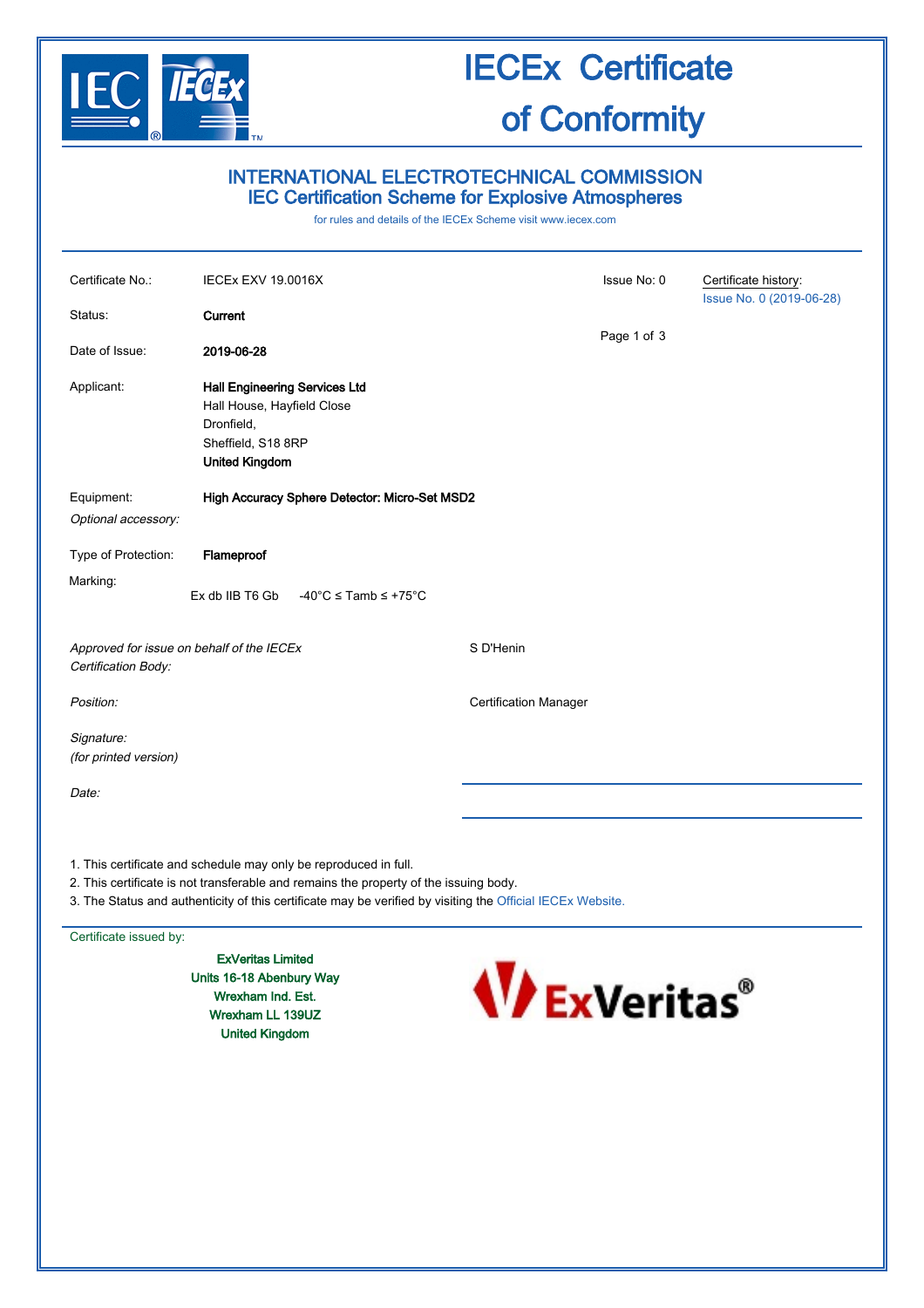# IECEx Certificate of Conformity

## INTERNATIONAL ELECTROTECHNICAL COMMISSION
## IEC Certification Scheme for Explosive Atmospheres

for rules and details of the IECEx Scheme visit www.iecex.com

| | | | |
|---|---|---|---|
| Certificate No.: | IECEx EXV 19.0016X | Issue No: 0 | Certificate history: Issue No. 0 (2019-06-28) |
| Status: | **Current** | | |
| Date of Issue: | **2019-06-28** | | |

Applicant: **Hall Engineering Services Ltd**
Hall House, Hayfield Close
Dronfield,
Sheffield, S18 8RP
**United Kingdom**

Equipment: **High Accuracy Sphere Detector: Micro-Set MSD2**

*Optional accessory:*

Type of Protection: **Flameproof**

Marking:

Ex db IIB T6 Gb    -40°C ≤ Tamb ≤ +75°C

*Approved for issue on behalf of the IECEx Certification Body:* S D'Henin

*Position:* Certification Manager

*Signature:*
*(for printed version)*

*Date:*

1. This certificate and schedule may only be reproduced in full.
2. This certificate is not transferable and remains the property of the issuing body.
3. The Status and authenticity of this certificate may be verified by visiting the Official IECEx Website.

Certificate issued by:

**ExVeritas Limited**
**Units 16-18 Abenbury Way**
**Wrexham Ind. Est.**
**Wrexham LL 139UZ**
**United Kingdom**

ExVeritas®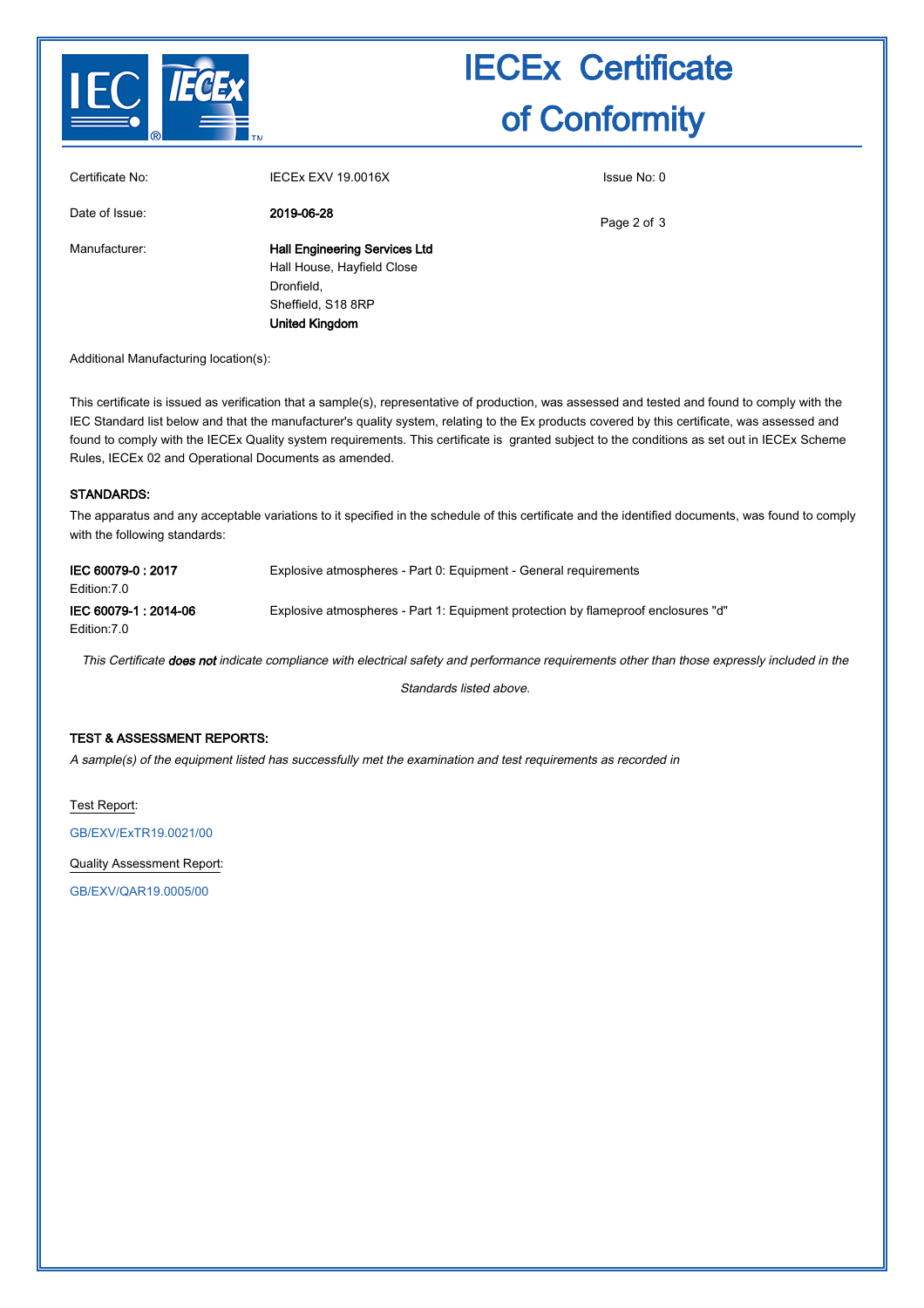# IECEx Certificate of Conformity

| | | |
|---|---|---|
| Certificate No: | IECEx EXV 19.0016X | Issue No: 0 |
| Date of Issue: | **2019-06-28** | |
| Manufacturer: | **Hall Engineering Services Ltd**<br>Hall House, Hayfield Close<br>Dronfield,<br>Sheffield, S18 8RP<br>**United Kingdom** | |

Additional Manufacturing location(s):

This certificate is issued as verification that a sample(s), representative of production, was assessed and tested and found to comply with the IEC Standard list below and that the manufacturer's quality system, relating to the Ex products covered by this certificate, was assessed and found to comply with the IECEx Quality system requirements. This certificate is granted subject to the conditions as set out in IECEx Scheme Rules, IECEx 02 and Operational Documents as amended.

## STANDARDS:

The apparatus and any acceptable variations to it specified in the schedule of this certificate and the identified documents, was found to comply with the following standards:

| | |
|---|---|
| **IEC 60079-0 : 2017**<br>Edition:7.0 | Explosive atmospheres - Part 0: Equipment - General requirements |
| **IEC 60079-1 : 2014-06**<br>Edition:7.0 | Explosive atmospheres - Part 1: Equipment protection by flameproof enclosures "d" |

*This Certificate **does not** indicate compliance with electrical safety and performance requirements other than those expressly included in the Standards listed above.*

## TEST & ASSESSMENT REPORTS:

*A sample(s) of the equipment listed has successfully met the examination and test requirements as recorded in*

Test Report:

GB/EXV/ExTR19.0021/00

Quality Assessment Report:

GB/EXV/QAR19.0005/00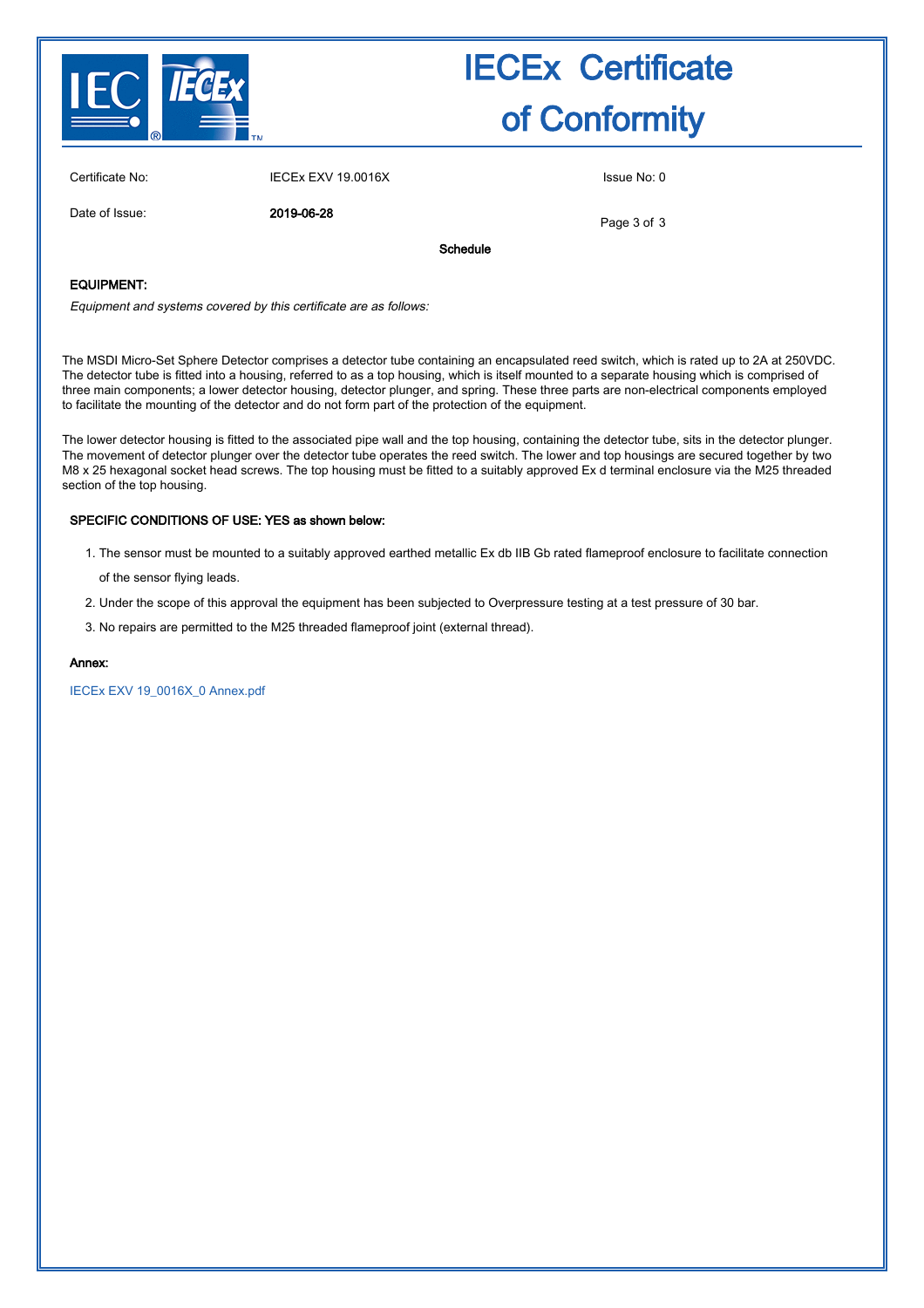| Certificate No: | IECEx EXV 19.0016X | Issue No: 0 |
| --- | --- | --- |
| Date of Issue: | **2019-06-28** | |

**Schedule**

**EQUIPMENT:**

*Equipment and systems covered by this certificate are as follows:*

The MSDI Micro-Set Sphere Detector comprises a detector tube containing an encapsulated reed switch, which is rated up to 2A at 250VDC. The detector tube is fitted into a housing, referred to as a top housing, which is itself mounted to a separate housing which is comprised of three main components; a lower detector housing, detector plunger, and spring. These three parts are non-electrical components employed to facilitate the mounting of the detector and do not form part of the protection of the equipment.

The lower detector housing is fitted to the associated pipe wall and the top housing, containing the detector tube, sits in the detector plunger. The movement of detector plunger over the detector tube operates the reed switch. The lower and top housings are secured together by two M8 x 25 hexagonal socket head screws. The top housing must be fitted to a suitably approved Ex d terminal enclosure via the M25 threaded section of the top housing.

**SPECIFIC CONDITIONS OF USE: YES as shown below:**

1. The sensor must be mounted to a suitably approved earthed metallic Ex db IIB Gb rated flameproof enclosure to facilitate connection of the sensor flying leads.
2. Under the scope of this approval the equipment has been subjected to Overpressure testing at a test pressure of 30 bar.
3. No repairs are permitted to the M25 threaded flameproof joint (external thread).

**Annex:**

IECEx EXV 19_0016X_0 Annex.pdf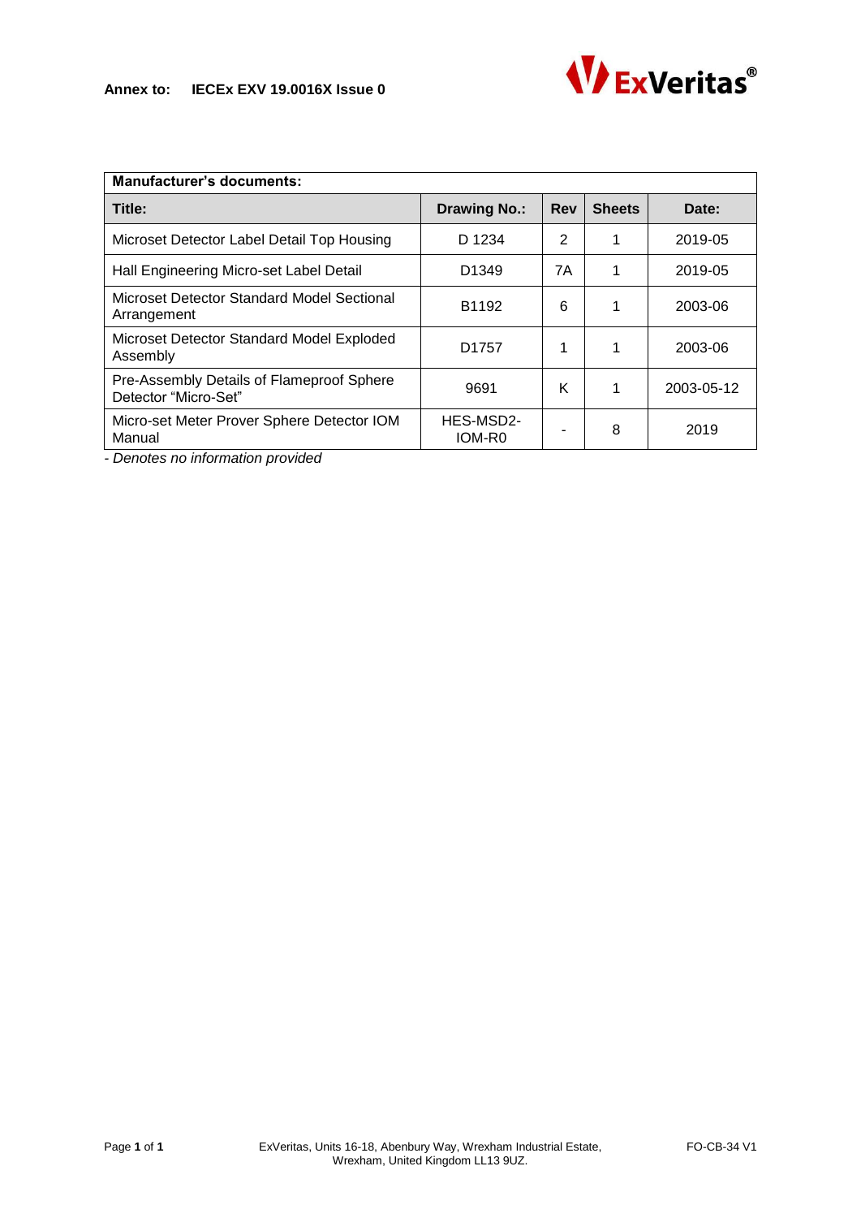| Manufacturer's documents: | | | | |
|---|---|---|---|---|
| **Title:** | **Drawing No.:** | **Rev** | **Sheets** | **Date:** |
| Microset Detector Label Detail Top Housing | D 1234 | 2 | 1 | 2019-05 |
| Hall Engineering Micro-set Label Detail | D1349 | 7A | 1 | 2019-05 |
| Microset Detector Standard Model Sectional Arrangement | B1192 | 6 | 1 | 2003-06 |
| Microset Detector Standard Model Exploded Assembly | D1757 | 1 | 1 | 2003-06 |
| Pre-Assembly Details of Flameproof Sphere Detector "Micro-Set" | 9691 | K | 1 | 2003-05-12 |
| Micro-set Meter Prover Sphere Detector IOM Manual | HES-MSD2-IOM-R0 | - | 8 | 2019 |

*- Denotes no information provided*